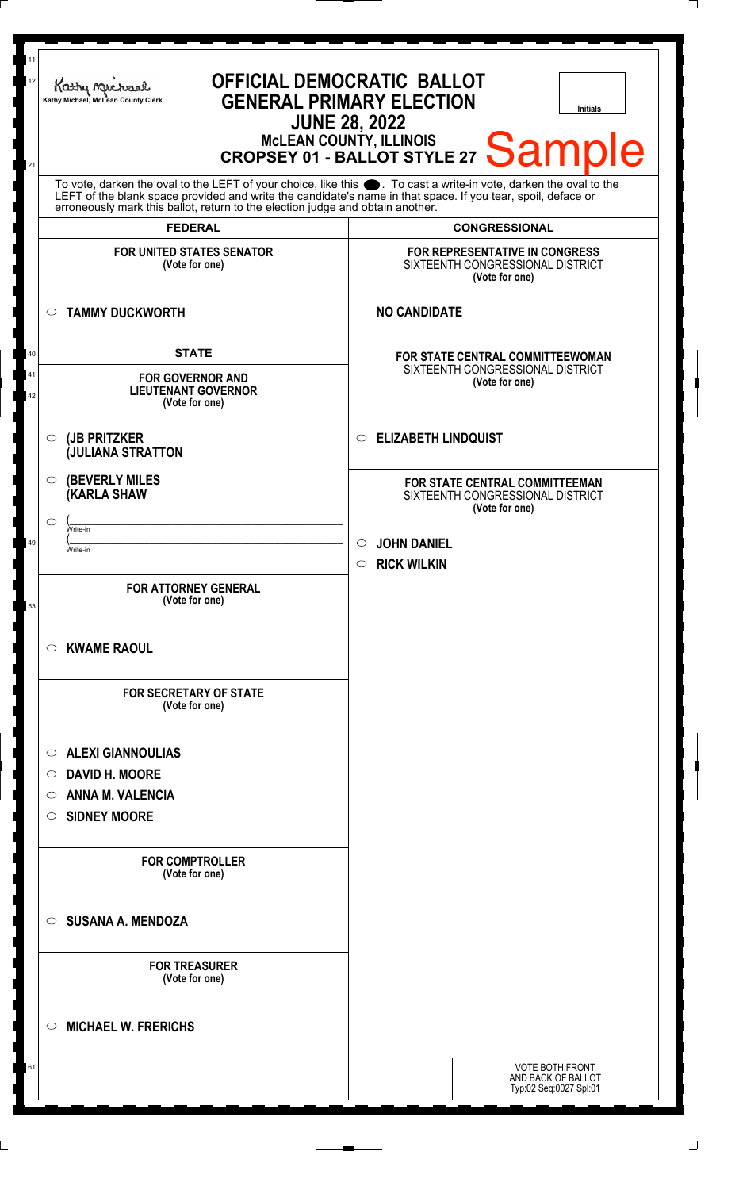Kathy Michael, McLean County Clerk

# OFFICIAL DEMOCRATIC BALLOT
## GENERAL PRIMARY ELECTION
## JUNE 28, 2022
### McLEAN COUNTY, ILLINOIS
### CROPSEY 01 - BALLOT STYLE 27

Sample

Initials

To vote, darken the oval to the LEFT of your choice, like this ●. To cast a write-in vote, darken the oval to the LEFT of the blank space provided and write the candidate's name in that space. If you tear, spoil, deface or erroneously mark this ballot, return to the election judge and obtain another.

## FEDERAL

**FOR UNITED STATES SENATOR**
(Vote for one)

- ○ **TAMMY DUCKWORTH**

## STATE

**FOR GOVERNOR AND LIEUTENANT GOVERNOR**
(Vote for one)

- ○ **(JB PRITZKER**
  **(JULIANA STRATTON**
- ○ **(BEVERLY MILES**
  **(KARLA SHAW**
- ○ (______________________ Write-in
  (______________________ Write-in

**FOR ATTORNEY GENERAL**
(Vote for one)

- ○ **KWAME RAOUL**

**FOR SECRETARY OF STATE**
(Vote for one)

- ○ **ALEXI GIANNOULIAS**
- ○ **DAVID H. MOORE**
- ○ **ANNA M. VALENCIA**
- ○ **SIDNEY MOORE**

**FOR COMPTROLLER**
(Vote for one)

- ○ **SUSANA A. MENDOZA**

**FOR TREASURER**
(Vote for one)

- ○ **MICHAEL W. FRERICHS**

## CONGRESSIONAL

**FOR REPRESENTATIVE IN CONGRESS**
SIXTEENTH CONGRESSIONAL DISTRICT
(Vote for one)

**NO CANDIDATE**

**FOR STATE CENTRAL COMMITTEEWOMAN**
SIXTEENTH CONGRESSIONAL DISTRICT
(Vote for one)

- ○ **ELIZABETH LINDQUIST**

**FOR STATE CENTRAL COMMITTEEMAN**
SIXTEENTH CONGRESSIONAL DISTRICT
(Vote for one)

- ○ **JOHN DANIEL**
- ○ **RICK WILKIN**

VOTE BOTH FRONT AND BACK OF BALLOT
Typ:02 Seq:0027 Spl:01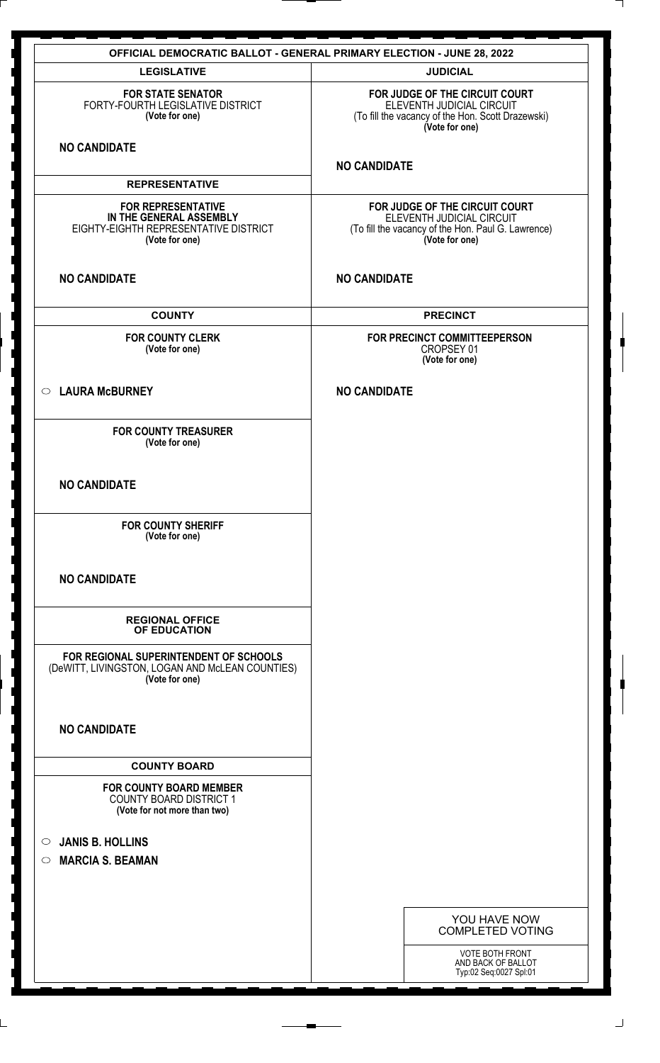# OFFICIAL DEMOCRATIC BALLOT - GENERAL PRIMARY ELECTION - JUNE 28, 2022

## LEGISLATIVE

**FOR STATE SENATOR**
FORTY-FOURTH LEGISLATIVE DISTRICT
**(Vote for one)**

**NO CANDIDATE**

## REPRESENTATIVE

**FOR REPRESENTATIVE IN THE GENERAL ASSEMBLY**
EIGHTY-EIGHTH REPRESENTATIVE DISTRICT
**(Vote for one)**

**NO CANDIDATE**

## COUNTY

**FOR COUNTY CLERK**
**(Vote for one)**

- ○ **LAURA McBURNEY**

**FOR COUNTY TREASURER**
**(Vote for one)**

**NO CANDIDATE**

**FOR COUNTY SHERIFF**
**(Vote for one)**

**NO CANDIDATE**

## REGIONAL OFFICE OF EDUCATION

**FOR REGIONAL SUPERINTENDENT OF SCHOOLS**
(DeWITT, LIVINGSTON, LOGAN AND McLEAN COUNTIES)
**(Vote for one)**

**NO CANDIDATE**

## COUNTY BOARD

**FOR COUNTY BOARD MEMBER**
COUNTY BOARD DISTRICT 1
**(Vote for not more than two)**

- ○ **JANIS B. HOLLINS**
- ○ **MARCIA S. BEAMAN**

## JUDICIAL

**FOR JUDGE OF THE CIRCUIT COURT**
ELEVENTH JUDICIAL CIRCUIT
(To fill the vacancy of the Hon. Scott Drazewski)
**(Vote for one)**

**NO CANDIDATE**

**FOR JUDGE OF THE CIRCUIT COURT**
ELEVENTH JUDICIAL CIRCUIT
(To fill the vacancy of the Hon. Paul G. Lawrence)
**(Vote for one)**

**NO CANDIDATE**

## PRECINCT

**FOR PRECINCT COMMITTEEPERSON**
CROPSEY 01
**(Vote for one)**

**NO CANDIDATE**

YOU HAVE NOW COMPLETED VOTING

VOTE BOTH FRONT AND BACK OF BALLOT
Typ:02 Seq:0027 Spl:01